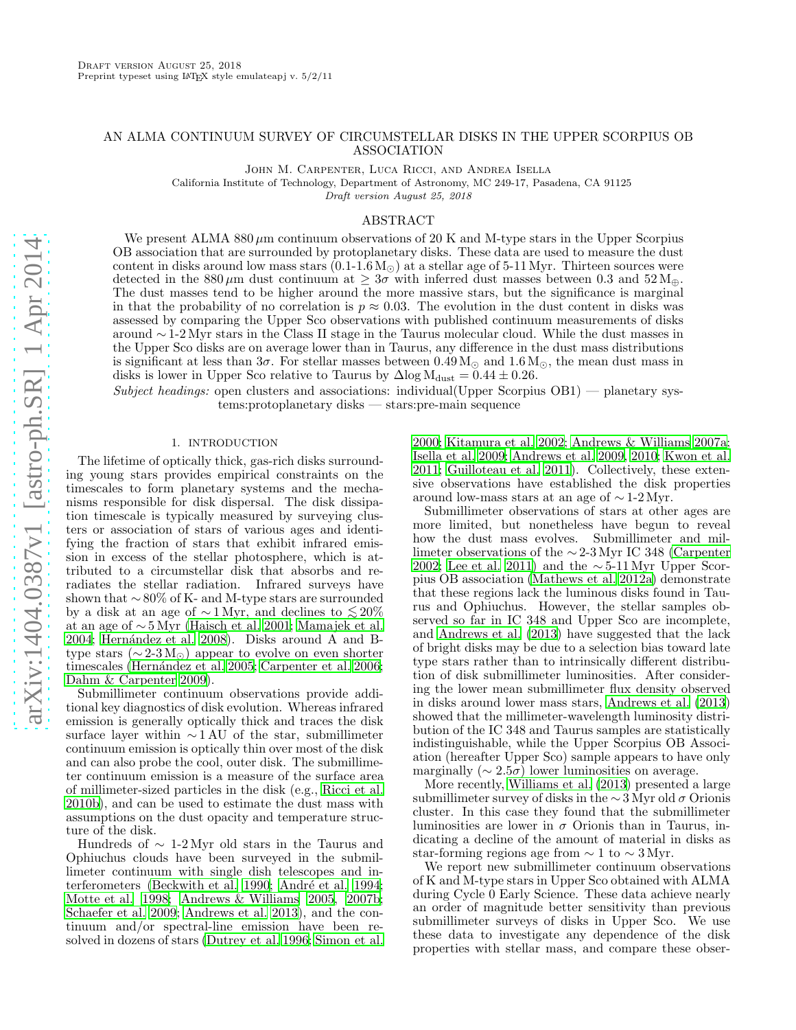Draft version August 25, 2018

Preprint typeset using LaTeX style emulateapj v. 5/2/11

# AN ALMA CONTINUUM SURVEY OF CIRCUMSTELLAR DISKS IN THE UPPER SCORPIUS OB ASSOCIATION

John M. Carpenter, Luca Ricci, and Andrea Isella

California Institute of Technology, Department of Astronomy, MC 249-17, Pasadena, CA 91125

*Draft version August 25, 2018*

## ABSTRACT

We present ALMA 880 $\mu$m continuum observations of 20 K and M-type stars in the Upper Scorpius OB association that are surrounded by protoplanetary disks. These data are used to measure the dust content in disks around low mass stars (0.1-1.6 $M_\odot$) at a stellar age of 5-11 Myr. Thirteen sources were detected in the 880 $\mu$m dust continuum at $\geq 3\sigma$ with inferred dust masses between 0.3 and 52 $M_\oplus$. The dust masses tend to be higher around the more massive stars, but the significance is marginal in that the probability of no correlation is $p \approx 0.03$. The evolution in the dust content in disks was assessed by comparing the Upper Sco observations with published continuum measurements of disks around ∼1-2 Myr stars in the Class II stage in the Taurus molecular cloud. While the dust masses in the Upper Sco disks are on average lower than in Taurus, any difference in the dust mass distributions is significant at less than $3\sigma$. For stellar masses between 0.49 $M_\odot$ and 1.6 $M_\odot$, the mean dust mass in disks is lower in Upper Sco relative to Taurus by $\Delta \log M_{\rm dust} = 0.44 \pm 0.26$.

*Subject headings:* open clusters and associations: individual(Upper Scorpius OB1) — planetary systems:protoplanetary disks — stars:pre-main sequence

## 1. INTRODUCTION

The lifetime of optically thick, gas-rich disks surrounding young stars provides empirical constraints on the timescales to form planetary systems and the mechanisms responsible for disk dispersal. The disk dissipation timescale is typically measured by surveying clusters or association of stars of various ages and identifying the fraction of stars that exhibit infrared emission in excess of the stellar photosphere, which is attributed to a circumstellar disk that absorbs and reradiates the stellar radiation. Infrared surveys have shown that ∼80% of K- and M-type stars are surrounded by a disk at an age of ∼1 Myr, and declines to $\lesssim$20% at an age of ∼5 Myr (Haisch et al. 2001; Mamajek et al. 2004; Hernández et al. 2008). Disks around A and B-type stars (∼2-3 $M_\odot$) appear to evolve on even shorter timescales (Hernández et al. 2005; Carpenter et al. 2006; Dahm & Carpenter 2009).

Submillimeter continuum observations provide additional key diagnostics of disk evolution. Whereas infrared emission is generally optically thick and traces the disk surface layer within ∼1 AU of the star, submillimeter continuum emission is optically thin over most of the disk and can also probe the cool, outer disk. The submillimeter continuum emission is a measure of the surface area of millimeter-sized particles in the disk (e.g., Ricci et al. 2010b), and can be used to estimate the dust mass with assumptions on the dust opacity and temperature structure of the disk.

Hundreds of ∼ 1-2 Myr old stars in the Taurus and Ophiuchus clouds have been surveyed in the submillimeter continuum with single dish telescopes and interferometers (Beckwith et al. 1990; André et al. 1994; Motte et al. 1998; Andrews & Williams 2005, 2007b; Schaefer et al. 2009; Andrews et al. 2013), and the continuum and/or spectral-line emission have been resolved in dozens of stars (Dutrey et al. 1996; Simon et al. 2000; Kitamura et al. 2002; Andrews & Williams 2007a; Isella et al. 2009; Andrews et al. 2009, 2010; Kwon et al. 2011; Guilloteau et al. 2011). Collectively, these extensive observations have established the disk properties around low-mass stars at an age of ∼1-2 Myr.

Submillimeter observations of stars at other ages are more limited, but nonetheless have begun to reveal how the dust mass evolves. Submillimeter and millimeter observations of the ∼2-3 Myr IC 348 (Carpenter 2002; Lee et al. 2011) and the ∼5-11 Myr Upper Scorpius OB association (Mathews et al. 2012a) demonstrate that these regions lack the luminous disks found in Taurus and Ophiuchus. However, the stellar samples observed so far in IC 348 and Upper Sco are incomplete, and Andrews et al. (2013) have suggested that the lack of bright disks may be due to a selection bias toward late type stars rather than to intrinsically different distribution of disk submillimeter luminosities. After considering the lower mean submillimeter flux density observed in disks around lower mass stars, Andrews et al. (2013) showed that the millimeter-wavelength luminosity distribution of the IC 348 and Taurus samples are statistically indistinguishable, while the Upper Scorpius OB Association (hereafter Upper Sco) sample appears to have only marginally (∼ 2.5$\sigma$) lower luminosities on average.

More recently, Williams et al. (2013) presented a large submillimeter survey of disks in the ∼3 Myr old $\sigma$ Orionis cluster. In this case they found that the submillimeter luminosities are lower in $\sigma$ Orionis than in Taurus, indicating a decline of the amount of material in disks as star-forming regions age from ∼ 1 to ∼ 3 Myr.

We report new submillimeter continuum observations of K and M-type stars in Upper Sco obtained with ALMA during Cycle 0 Early Science. These data achieve nearly an order of magnitude better sensitivity than previous submillimeter surveys of disks in Upper Sco. We use these data to investigate any dependence of the disk properties with stellar mass, and compare these obser-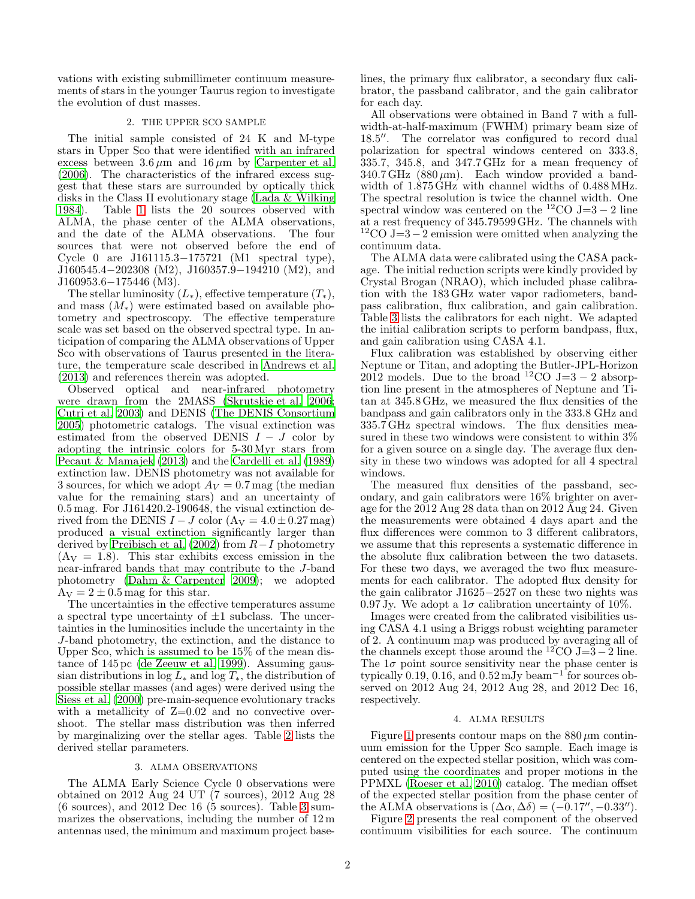vations with existing submillimeter continuum measurements of stars in the younger Taurus region to investigate the evolution of dust masses.

## 2. THE UPPER SCO SAMPLE

The initial sample consisted of 24 K and M-type stars in Upper Sco that were identified with an infrared excess between 3.6 $\mu$m and 16 $\mu$m by Carpenter et al. (2006). The characteristics of the infrared excess suggest that these stars are surrounded by optically thick disks in the Class II evolutionary stage (Lada & Wilking 1984). Table 1 lists the 20 sources observed with ALMA, the phase center of the ALMA observations, and the date of the ALMA observations. The four sources that were not observed before the end of Cycle 0 are J161115.3−175721 (M1 spectral type), J160545.4−202308 (M2), J160357.9−194210 (M2), and J160953.6−175446 (M3).

The stellar luminosity ($L_*$), effective temperature ($T_*$), and mass ($M_*$) were estimated based on available photometry and spectroscopy. The effective temperature scale was set based on the observed spectral type. In anticipation of comparing the ALMA observations of Upper Sco with observations of Taurus presented in the literature, the temperature scale described in Andrews et al. (2013) and references therein was adopted.

Observed optical and near-infrared photometry were drawn from the 2MASS (Skrutskie et al. 2006; Cutri et al. 2003) and DENIS (The DENIS Consortium 2005) photometric catalogs. The visual extinction was estimated from the observed DENIS $I-J$ color by adopting the intrinsic colors for 5-30 Myr stars from Pecaut & Mamajek (2013) and the Cardelli et al. (1989) extinction law. DENIS photometry was not available for 3 sources, for which we adopt $A_V = 0.7$ mag (the median value for the remaining stars) and an uncertainty of 0.5 mag. For J161420.2-190648, the visual extinction derived from the DENIS $I-J$ color ($A_V = 4.0 \pm 0.27$ mag) produced a visual extinction significantly larger than derived by Preibisch et al. (2002) from $R-I$ photometry ($A_V = 1.8$). This star exhibits excess emission in the near-infrared bands that may contribute to the $J$-band photometry (Dahm & Carpenter 2009); we adopted $A_V = 2 \pm 0.5$ mag for this star.

The uncertainties in the effective temperatures assume a spectral type uncertainty of ±1 subclass. The uncertainties in the luminosities include the uncertainty in the $J$-band photometry, the extinction, and the distance to Upper Sco, which is assumed to be 15% of the mean distance of 145 pc (de Zeeuw et al. 1999). Assuming gaussian distributions in $\log L_*$ and $\log T_*$, the distribution of possible stellar masses (and ages) were derived using the Siess et al. (2000) pre-main-sequence evolutionary tracks with a metallicity of Z=0.02 and no convective overshoot. The stellar mass distribution was then inferred by marginalizing over the stellar ages. Table 2 lists the derived stellar parameters.

## 3. ALMA OBSERVATIONS

The ALMA Early Science Cycle 0 observations were obtained on 2012 Aug 24 UT (7 sources), 2012 Aug 28 (6 sources), and 2012 Dec 16 (5 sources). Table 3 summarizes the observations, including the number of 12 m antennas used, the minimum and maximum project baselines, the primary flux calibrator, a secondary flux calibrator, the passband calibrator, and the gain calibrator for each day.

All observations were obtained in Band 7 with a full-width-at-half-maximum (FWHM) primary beam size of 18.5″. The correlator was configured to record dual polarization for spectral windows centered on 333.8, 335.7, 345.8, and 347.7 GHz for a mean frequency of 340.7 GHz (880 $\mu$m). Each window provided a bandwidth of 1.875 GHz with channel widths of 0.488 MHz. The spectral resolution is twice the channel width. One spectral window was centered on the $^{12}$CO J=3 − 2 line at a rest frequency of 345.79599 GHz. The channels with $^{12}$CO J=3 − 2 emission were omitted when analyzing the continuum data.

The ALMA data were calibrated using the CASA package. The initial reduction scripts were kindly provided by Crystal Brogan (NRAO), which included phase calibration with the 183 GHz water vapor radiometers, bandpass calibration, flux calibration, and gain calibration. Table 3 lists the calibrators for each night. We adapted the initial calibration scripts to perform bandpass, flux, and gain calibration using CASA 4.1.

Flux calibration was established by observing either Neptune or Titan, and adopting the Butler-JPL-Horizon 2012 models. Due to the broad $^{12}$CO J=3 − 2 absorption line present in the atmospheres of Neptune and Titan at 345.8 GHz, we measured the flux densities of the bandpass and gain calibrators only in the 333.8 GHz and 335.7 GHz spectral windows. The flux densities measured in these two windows were consistent to within 3% for a given source on a single day. The average flux density in these two windows was adopted for all 4 spectral windows.

The measured flux densities of the passband, secondary, and gain calibrators were 16% brighter on average for the 2012 Aug 28 data than on 2012 Aug 24. Given the measurements were obtained 4 days apart and the flux differences were common to 3 different calibrators, we assume that this represents a systematic difference in the absolute flux calibration between the two datasets. For these two days, we averaged the two flux measurements for each calibrator. The adopted flux density for the gain calibrator J1625−2527 on these two nights was 0.97 Jy. We adopt a 1$\sigma$ calibration uncertainty of 10%.

Images were created from the calibrated visibilities using CASA 4.1 using a Briggs robust weighting parameter of 2. A continuum map was produced by averaging all of the channels except those around the $^{12}$CO J=3 − 2 line. The 1$\sigma$ point source sensitivity near the phase center is typically 0.19, 0.16, and 0.52 mJy beam$^{-1}$ for sources observed on 2012 Aug 24, 2012 Aug 28, and 2012 Dec 16, respectively.

## 4. ALMA RESULTS

Figure 1 presents contour maps on the 880 $\mu$m continuum emission for the Upper Sco sample. Each image is centered on the expected stellar position, which was computed using the coordinates and proper motions in the PPMXL (Roeser et al. 2010) catalog. The median offset of the expected stellar position from the phase center of the ALMA observations is $(\Delta\alpha, \Delta\delta) = (-0.17'', -0.33'')$.

Figure 2 presents the real component of the observed continuum visibilities for each source. The continuum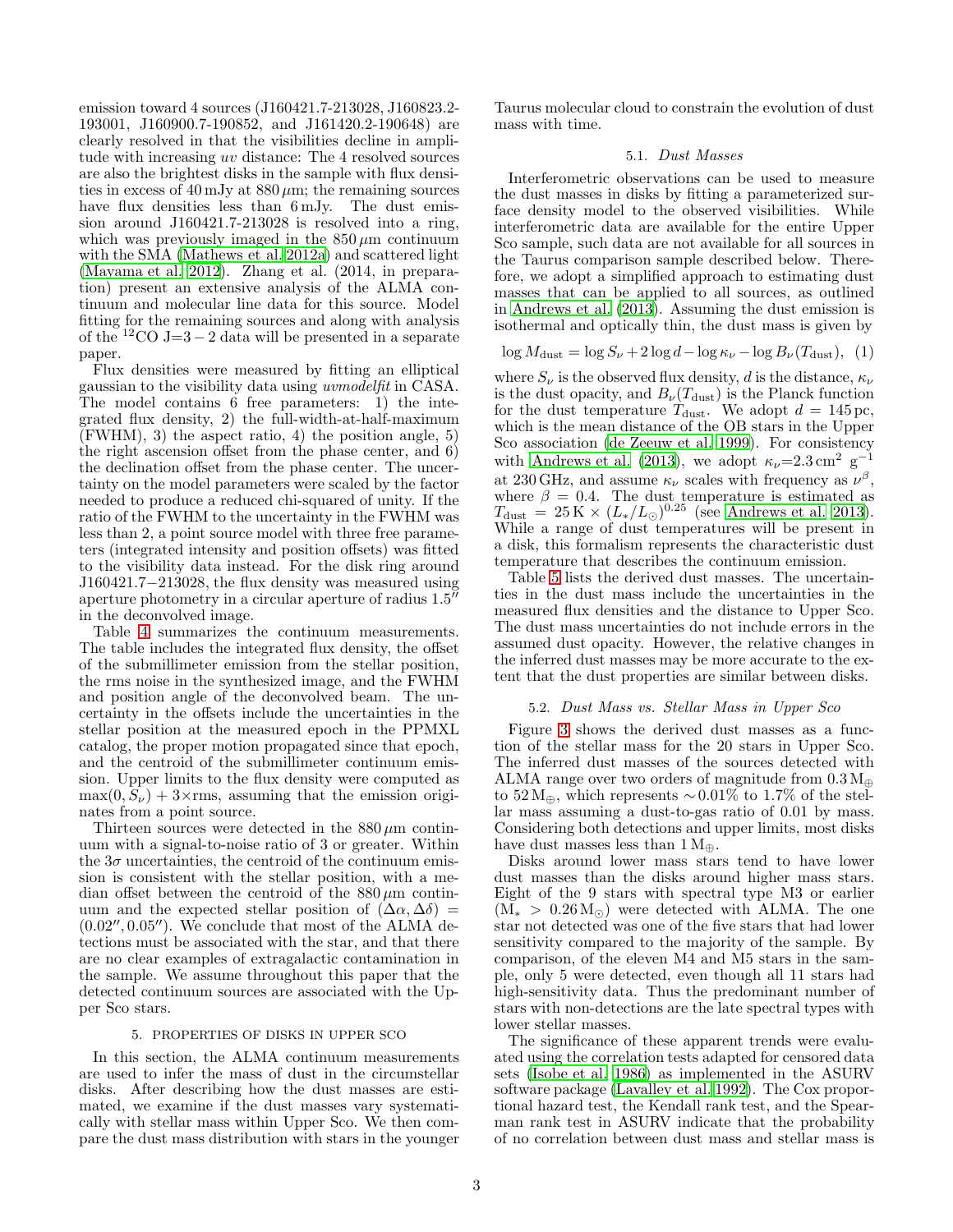emission toward 4 sources (J160421.7-213028, J160823.2-193001, J160900.7-190852, and J161420.2-190648) are clearly resolved in that the visibilities decline in amplitude with increasing $uv$ distance: The 4 resolved sources are also the brightest disks in the sample with flux densities in excess of 40 mJy at 880 $\mu$m; the remaining sources have flux densities less than 6 mJy. The dust emission around J160421.7-213028 is resolved into a ring, which was previously imaged in the 850 $\mu$m continuum with the SMA (Mathews et al. 2012a) and scattered light (Mayama et al. 2012). Zhang et al. (2014, in preparation) present an extensive analysis of the ALMA continuum and molecular line data for this source. Model fitting for the remaining sources and along with analysis of the $^{12}$CO J=3 − 2 data will be presented in a separate paper.

Flux densities were measured by fitting an elliptical gaussian to the visibility data using *uvmodelfit* in CASA. The model contains 6 free parameters: 1) the integrated flux density, 2) the full-width-at-half-maximum (FWHM), 3) the aspect ratio, 4) the position angle, 5) the right ascension offset from the phase center, and 6) the declination offset from the phase center. The uncertainty on the model parameters were scaled by the factor needed to produce a reduced chi-squared of unity. If the ratio of the FWHM to the uncertainty in the FWHM was less than 2, a point source model with three free parameters (integrated intensity and position offsets) was fitted to the visibility data instead. For the disk ring around J160421.7−213028, the flux density was measured using aperture photometry in a circular aperture of radius 1.5′′ in the deconvolved image.

Table 4 summarizes the continuum measurements. The table includes the integrated flux density, the offset of the submillimeter emission from the stellar position, the rms noise in the synthesized image, and the FWHM and position angle of the deconvolved beam. The uncertainty in the offsets include the uncertainties in the stellar position at the measured epoch in the PPMXL catalog, the proper motion propagated since that epoch, and the centroid of the submillimeter continuum emission. Upper limits to the flux density were computed as $\max(0, S_\nu) + 3\times$rms, assuming that the emission originates from a point source.

Thirteen sources were detected in the 880 $\mu$m continuum with a signal-to-noise ratio of 3 or greater. Within the 3$\sigma$ uncertainties, the centroid of the continuum emission is consistent with the stellar position, with a median offset between the centroid of the 880 $\mu$m continuum and the expected stellar position of $(\Delta\alpha, \Delta\delta) = (0.02'', 0.05'')$. We conclude that most of the ALMA detections must be associated with the star, and that there are no clear examples of extragalactic contamination in the sample. We assume throughout this paper that the detected continuum sources are associated with the Upper Sco stars.

## 5. PROPERTIES OF DISKS IN UPPER SCO

In this section, the ALMA continuum measurements are used to infer the mass of dust in the circumstellar disks. After describing how the dust masses are estimated, we examine if the dust masses vary systematically with stellar mass within Upper Sco. We then compare the dust mass distribution with stars in the younger Taurus molecular cloud to constrain the evolution of dust mass with time.

### 5.1. *Dust Masses*

Interferometric observations can be used to measure the dust masses in disks by fitting a parameterized surface density model to the observed visibilities. While interferometric data are available for the entire Upper Sco sample, such data are not available for all sources in the Taurus comparison sample described below. Therefore, we adopt a simplified approach to estimating dust masses that can be applied to all sources, as outlined in Andrews et al. (2013). Assuming the dust emission is isothermal and optically thin, the dust mass is given by

$$\log M_{\rm dust} = \log S_\nu + 2\log d - \log \kappa_\nu - \log B_\nu(T_{\rm dust}), \quad (1)$$

where $S_\nu$ is the observed flux density, $d$ is the distance, $\kappa_\nu$ is the dust opacity, and $B_\nu(T_{\rm dust})$ is the Planck function for the dust temperature $T_{\rm dust}$. We adopt $d$ = 145 pc, which is the mean distance of the OB stars in the Upper Sco association (de Zeeuw et al. 1999). For consistency with Andrews et al. (2013), we adopt $\kappa_\nu$=2.3 cm$^2$ g$^{-1}$ at 230 GHz, and assume $\kappa_\nu$ scales with frequency as $\nu^\beta$, where $\beta$ = 0.4. The dust temperature is estimated as $T_{\rm dust} = 25\,{\rm K} \times (L_*/L_\odot)^{0.25}$ (see Andrews et al. 2013). While a range of dust temperatures will be present in a disk, this formalism represents the characteristic dust temperature that describes the continuum emission.

Table 5 lists the derived dust masses. The uncertainties in the dust mass include the uncertainties in the measured flux densities and the distance to Upper Sco. The dust mass uncertainties do not include errors in the assumed dust opacity. However, the relative changes in the inferred dust masses may be more accurate to the extent that the dust properties are similar between disks.

### 5.2. *Dust Mass vs. Stellar Mass in Upper Sco*

Figure 3 shows the derived dust masses as a function of the stellar mass for the 20 stars in Upper Sco. The inferred dust masses of the sources detected with ALMA range over two orders of magnitude from 0.3 $M_\oplus$ to 52 $M_\oplus$, which represents ∼0.01% to 1.7% of the stellar mass assuming a dust-to-gas ratio of 0.01 by mass. Considering both detections and upper limits, most disks have dust masses less than 1 $M_\oplus$.

Disks around lower mass stars tend to have lower dust masses than the disks around higher mass stars. Eight of the 9 stars with spectral type M3 or earlier ($M_* > 0.26\,M_\odot$) were detected with ALMA. The one star not detected was one of the five stars that had lower sensitivity compared to the majority of the sample. By comparison, of the eleven M4 and M5 stars in the sample, only 5 were detected, even though all 11 stars had high-sensitivity data. Thus the predominant number of stars with non-detections are the late spectral types with lower stellar masses.

The significance of these apparent trends were evaluated using the correlation tests adapted for censored data sets (Isobe et al. 1986) as implemented in the ASURV software package (Lavalley et al. 1992). The Cox proportional hazard test, the Kendall rank test, and the Spearman rank test in ASURV indicate that the probability of no correlation between dust mass and stellar mass is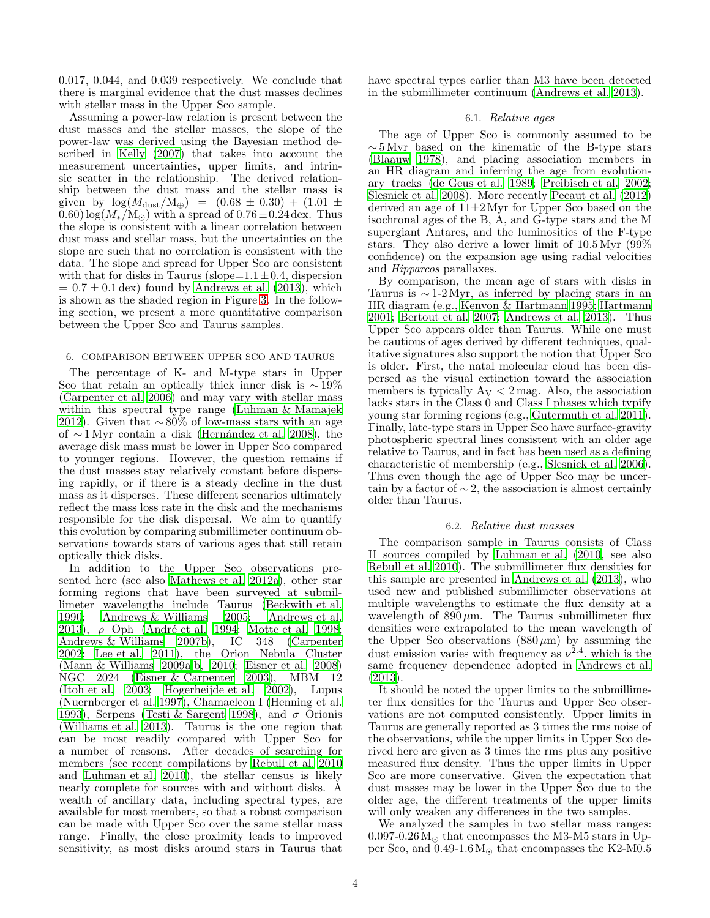0.017, 0.044, and 0.039 respectively. We conclude that there is marginal evidence that the dust masses declines with stellar mass in the Upper Sco sample.

Assuming a power-law relation is present between the dust masses and the stellar masses, the slope of the power-law was derived using the Bayesian method described in Kelly (2007) that takes into account the measurement uncertainties, upper limits, and intrinsic scatter in the relationship. The derived relationship between the dust mass and the stellar mass is given by $\log(M_{\rm dust}/{\rm M}_\oplus) = (0.68 \pm 0.30) + (1.01 \pm 0.60) \log(M_*/{\rm M}_\odot)$ with a spread of $0.76 \pm 0.24$ dex. Thus the slope is consistent with a linear correlation between dust mass and stellar mass, but the uncertainties on the slope are such that no correlation is consistent with the data. The slope and spread for Upper Sco are consistent with that for disks in Taurus (slope=$1.1 \pm 0.4$, dispersion $= 0.7 \pm 0.1$ dex) found by Andrews et al. (2013), which is shown as the shaded region in Figure 3. In the following section, we present a more quantitative comparison between the Upper Sco and Taurus samples.

## 6. COMPARISON BETWEEN UPPER SCO AND TAURUS

The percentage of K- and M-type stars in Upper Sco that retain an optically thick inner disk is $\sim$19% (Carpenter et al. 2006) and may vary with stellar mass within this spectral type range (Luhman & Mamajek 2012). Given that $\sim$80% of low-mass stars with an age of $\sim$1 Myr contain a disk (Hernández et al. 2008), the average disk mass must be lower in Upper Sco compared to younger regions. However, the question remains if the dust masses stay relatively constant before dispersing rapidly, or if there is a steady decline in the dust mass as it disperses. These different scenarios ultimately reflect the mass loss rate in the disk and the mechanisms responsible for the disk dispersal. We aim to quantify this evolution by comparing submillimeter continuum observations towards stars of various ages that still retain optically thick disks.

In addition to the Upper Sco observations presented here (see also Mathews et al. 2012a), other star forming regions that have been surveyed at submillimeter wavelengths include Taurus (Beckwith et al. 1990; Andrews & Williams 2005; Andrews et al. 2013), $\rho$ Oph (André et al. 1994; Motte et al. 1998; Andrews & Williams 2007b), IC 348 (Carpenter 2002; Lee et al. 2011), the Orion Nebula Cluster (Mann & Williams 2009a,b, 2010; Eisner et al. 2008) NGC 2024 (Eisner & Carpenter 2003), MBM 12 (Itoh et al. 2003; Hogerheijde et al. 2002), Lupus (Nuernberger et al. 1997), Chamaeleon I (Henning et al. 1993), Serpens (Testi & Sargent 1998), and $\sigma$ Orionis (Williams et al. 2013). Taurus is the one region that can be most readily compared with Upper Sco for a number of reasons. After decades of searching for members (see recent compilations by Rebull et al. 2010 and Luhman et al. 2010), the stellar census is likely nearly complete for sources with and without disks. A wealth of ancillary data, including spectral types, are available for most members, so that a robust comparison can be made with Upper Sco over the same stellar mass range. Finally, the close proximity leads to improved sensitivity, as most disks around stars in Taurus that have spectral types earlier than M3 have been detected in the submillimeter continuum (Andrews et al. 2013).

### 6.1. *Relative ages*

The age of Upper Sco is commonly assumed to be $\sim$5 Myr based on the kinematic of the B-type stars (Blaauw 1978), and placing association members in an HR diagram and inferring the age from evolutionary tracks (de Geus et al. 1989; Preibisch et al. 2002; Slesnick et al. 2008). More recently Pecaut et al. (2012) derived an age of $11 \pm 2$ Myr for Upper Sco based on the isochronal ages of the B, A, and G-type stars and the M supergiant Antares, and the luminosities of the F-type stars. They also derive a lower limit of 10.5 Myr (99% confidence) on the expansion age using radial velocities and *Hipparcos* parallaxes.

By comparison, the mean age of stars with disks in Taurus is $\sim$1-2 Myr, as inferred by placing stars in an HR diagram (e.g., Kenyon & Hartmann 1995; Hartmann 2001; Bertout et al. 2007; Andrews et al. 2013). Thus Upper Sco appears older than Taurus. While one must be cautious of ages derived by different techniques, qualitative signatures also support the notion that Upper Sco is older. First, the natal molecular cloud has been dispersed as the visual extinction toward the association members is typically $A_V < 2$ mag. Also, the association lacks stars in the Class 0 and Class I phases which typify young star forming regions (e.g., Gutermuth et al. 2011). Finally, late-type stars in Upper Sco have surface-gravity photospheric spectral lines consistent with an older age relative to Taurus, and in fact has been used as a defining characteristic of membership (e.g., Slesnick et al. 2006). Thus even though the age of Upper Sco may be uncertain by a factor of $\sim$2, the association is almost certainly older than Taurus.

### 6.2. *Relative dust masses*

The comparison sample in Taurus consists of Class II sources compiled by Luhman et al. (2010, see also Rebull et al. 2010). The submillimeter flux densities for this sample are presented in Andrews et al. (2013), who used new and published submillimeter observations at multiple wavelengths to estimate the flux density at a wavelength of 890 $\mu$m. The Taurus submillimeter flux densities were extrapolated to the mean wavelength of the Upper Sco observations (880 $\mu$m) by assuming the dust emission varies with frequency as $\nu^{2.4}$, which is the same frequency dependence adopted in Andrews et al. (2013).

It should be noted the upper limits to the submillimeter flux densities for the Taurus and Upper Sco observations are not computed consistently. Upper limits in Taurus are generally reported as 3 times the rms noise of the observations, while the upper limits in Upper Sco derived here are given as 3 times the rms plus any positive measured flux density. Thus the upper limits in Upper Sco are more conservative. Given the expectation that dust masses may be lower in the Upper Sco due to the older age, the different treatments of the upper limits will only weaken any differences in the two samples.

We analyzed the samples in two stellar mass ranges: 0.097-0.26 ${\rm M}_\odot$ that encompasses the M3-M5 stars in Upper Sco, and 0.49-1.6 ${\rm M}_\odot$ that encompasses the K2-M0.5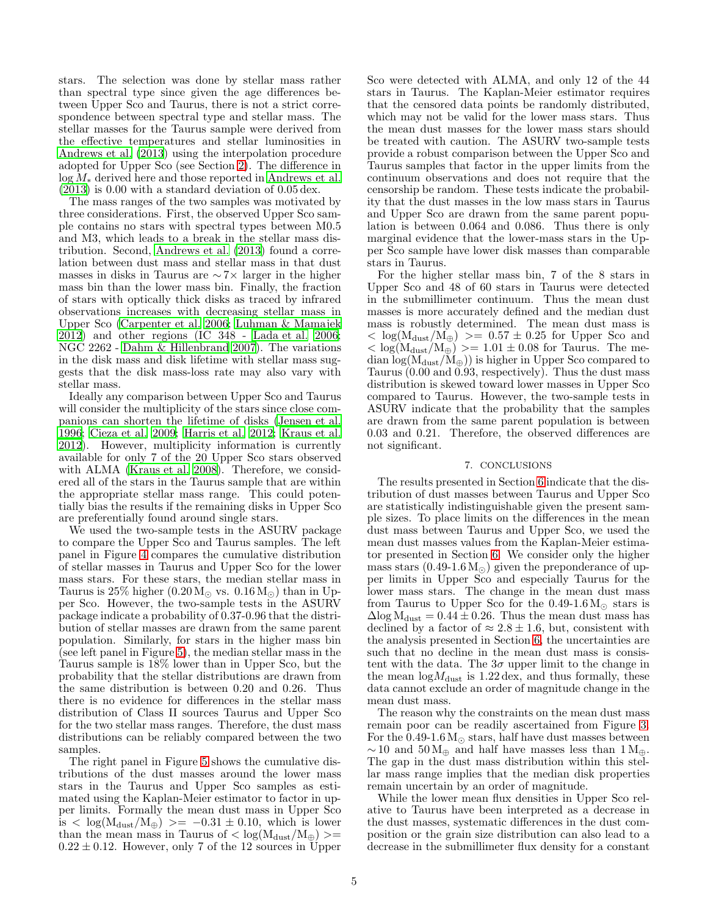stars. The selection was done by stellar mass rather than spectral type since given the age differences between Upper Sco and Taurus, there is not a strict correspondence between spectral type and stellar mass. The stellar masses for the Taurus sample were derived from the effective temperatures and stellar luminosities in Andrews et al. (2013) using the interpolation procedure adopted for Upper Sco (see Section 2). The difference in $\log M_*$ derived here and those reported in Andrews et al. (2013) is 0.00 with a standard deviation of 0.05 dex.

The mass ranges of the two samples was motivated by three considerations. First, the observed Upper Sco sample contains no stars with spectral types between M0.5 and M3, which leads to a break in the stellar mass distribution. Second, Andrews et al. (2013) found a correlation between dust mass and stellar mass in that dust masses in disks in Taurus are $\sim 7\times$ larger in the higher mass bin than the lower mass bin. Finally, the fraction of stars with optically thick disks as traced by infrared observations increases with decreasing stellar mass in Upper Sco (Carpenter et al. 2006; Luhman & Mamajek 2012) and other regions (IC 348 - Lada et al. 2006; NGC 2262 - Dahm & Hillenbrand 2007). The variations in the disk mass and disk lifetime with stellar mass suggests that the disk mass-loss rate may also vary with stellar mass.

Ideally any comparison between Upper Sco and Taurus will consider the multiplicity of the stars since close companions can shorten the lifetime of disks (Jensen et al. 1996; Cieza et al. 2009; Harris et al. 2012; Kraus et al. 2012). However, multiplicity information is currently available for only 7 of the 20 Upper Sco stars observed with ALMA (Kraus et al. 2008). Therefore, we considered all of the stars in the Taurus sample that are within the appropriate stellar mass range. This could potentially bias the results if the remaining disks in Upper Sco are preferentially found around single stars.

We used the two-sample tests in the ASURV package to compare the Upper Sco and Taurus samples. The left panel in Figure 4 compares the cumulative distribution of stellar masses in Taurus and Upper Sco for the lower mass stars. For these stars, the median stellar mass in Taurus is 25% higher ($0.20\,M_\odot$ vs. $0.16\,M_\odot$) than in Upper Sco. However, the two-sample tests in the ASURV package indicate a probability of 0.37-0.96 that the distribution of stellar masses are drawn from the same parent population. Similarly, for stars in the higher mass bin (see left panel in Figure 5), the median stellar mass in the Taurus sample is 18% lower than in Upper Sco, but the probability that the stellar distributions are drawn from the same distribution is between 0.20 and 0.26. Thus there is no evidence for differences in the stellar mass distribution of Class II sources Taurus and Upper Sco for the two stellar mass ranges. Therefore, the dust mass distributions can be reliably compared between the two samples.

The right panel in Figure 5 shows the cumulative distributions of the dust masses around the lower mass stars in the Taurus and Upper Sco samples as estimated using the Kaplan-Meier estimator to factor in upper limits. Formally the mean dust mass in Upper Sco is $<\log(M_{dust}/M_\oplus)>= -0.31 \pm 0.10$, which is lower than the mean mass in Taurus of $<\log(M_{dust}/M_\oplus)>= 0.22 \pm 0.12$. However, only 7 of the 12 sources in Upper Sco were detected with ALMA, and only 12 of the 44 stars in Taurus. The Kaplan-Meier estimator requires that the censored data points be randomly distributed, which may not be valid for the lower mass stars. Thus the mean dust masses for the lower mass stars should be treated with caution. The ASURV two-sample tests provide a robust comparison between the Upper Sco and Taurus samples that factor in the upper limits from the continuum observations and does not require that the censorship be random. These tests indicate the probability that the dust masses in the low mass stars in Taurus and Upper Sco are drawn from the same parent population is between 0.064 and 0.086. Thus there is only marginal evidence that the lower-mass stars in the Upper Sco sample have lower disk masses than comparable stars in Taurus.

For the higher stellar mass bin, 7 of the 8 stars in Upper Sco and 48 of 60 stars in Taurus were detected in the submillimeter continuum. Thus the mean dust masses is more accurately defined and the median dust mass is robustly determined. The mean dust mass is $<\log(M_{dust}/M_\oplus)>= 0.57 \pm 0.25$ for Upper Sco and $<\log(M_{dust}/M_\oplus)>= 1.01 \pm 0.08$ for Taurus. The median $\log(M_{dust}/M_\oplus)$) is higher in Upper Sco compared to Taurus (0.00 and 0.93, respectively). Thus the dust mass distribution is skewed toward lower masses in Upper Sco compared to Taurus. However, the two-sample tests in ASURV indicate that the probability that the samples are drawn from the same parent population is between 0.03 and 0.21. Therefore, the observed differences are not significant.

## 7. CONCLUSIONS

The results presented in Section 6 indicate that the distribution of dust masses between Taurus and Upper Sco are statistically indistinguishable given the present sample sizes. To place limits on the differences in the mean dust mass between Taurus and Upper Sco, we used the mean dust masses values from the Kaplan-Meier estimator presented in Section 6. We consider only the higher mass stars ($0.49$-$1.6\,M_\odot$) given the preponderance of upper limits in Upper Sco and especially Taurus for the lower mass stars. The change in the mean dust mass from Taurus to Upper Sco for the $0.49$-$1.6\,M_\odot$ stars is $\Delta\log M_{dust} = 0.44 \pm 0.26$. Thus the mean dust mass has declined by a factor of $\approx 2.8 \pm 1.6$, but, consistent with the analysis presented in Section 6, the uncertainties are such that no decline in the mean dust mass is consistent with the data. The $3\sigma$ upper limit to the change in the mean $\log M_{dust}$ is 1.22 dex, and thus formally, these data cannot exclude an order of magnitude change in the mean dust mass.

The reason why the constraints on the mean dust mass remain poor can be readily ascertained from Figure 3. For the $0.49$-$1.6\,M_\odot$ stars, half have dust masses between $\sim 10$ and $50\,M_\oplus$ and half have masses less than $1\,M_\oplus$. The gap in the dust mass distribution within this stellar mass range implies that the median disk properties remain uncertain by an order of magnitude.

While the lower mean flux densities in Upper Sco relative to Taurus have been interpreted as a decrease in the dust masses, systematic differences in the dust composition or the grain size distribution can also lead to a decrease in the submillimeter flux density for a constant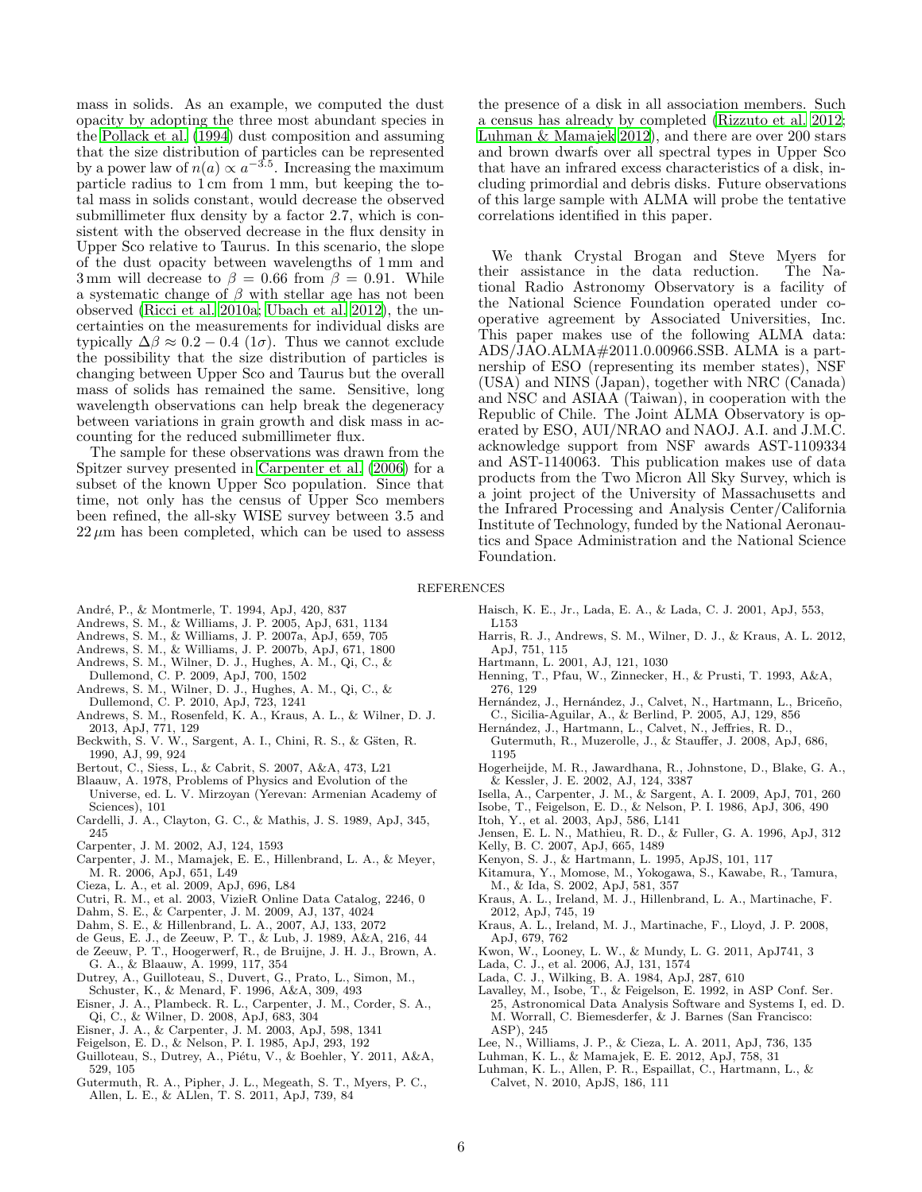mass in solids. As an example, we computed the dust opacity by adopting the three most abundant species in the Pollack et al. (1994) dust composition and assuming that the size distribution of particles can be represented by a power law of $n(a) \propto a^{-3.5}$. Increasing the maximum particle radius to 1 cm from 1 mm, but keeping the total mass in solids constant, would decrease the observed submillimeter flux density by a factor 2.7, which is consistent with the observed decrease in the flux density in Upper Sco relative to Taurus. In this scenario, the slope of the dust opacity between wavelengths of 1 mm and 3 mm will decrease to $\beta = 0.66$ from $\beta = 0.91$. While a systematic change of $\beta$ with stellar age has not been observed (Ricci et al. 2010a; Ubach et al. 2012), the uncertainties on the measurements for individual disks are typically $\Delta\beta \approx 0.2 - 0.4$ ($1\sigma$). Thus we cannot exclude the possibility that the size distribution of particles is changing between Upper Sco and Taurus but the overall mass of solids has remained the same. Sensitive, long wavelength observations can help break the degeneracy between variations in grain growth and disk mass in accounting for the reduced submillimeter flux.

The sample for these observations was drawn from the Spitzer survey presented in Carpenter et al. (2006) for a subset of the known Upper Sco population. Since that time, not only has the census of Upper Sco members been refined, the all-sky WISE survey between 3.5 and 22 $\mu$m has been completed, which can be used to assess the presence of a disk in all association members. Such a census has already by completed (Rizzuto et al. 2012; Luhman & Mamajek 2012), and there are over 200 stars and brown dwarfs over all spectral types in Upper Sco that have an infrared excess characteristics of a disk, including primordial and debris disks. Future observations of this large sample with ALMA will probe the tentative correlations identified in this paper.

We thank Crystal Brogan and Steve Myers for their assistance in the data reduction. The National Radio Astronomy Observatory is a facility of the National Science Foundation operated under cooperative agreement by Associated Universities, Inc. This paper makes use of the following ALMA data: ADS/JAO.ALMA#2011.0.00966.SSB. ALMA is a partnership of ESO (representing its member states), NSF (USA) and NINS (Japan), together with NRC (Canada) and NSC and ASIAA (Taiwan), in cooperation with the Republic of Chile. The Joint ALMA Observatory is operated by ESO, AUI/NRAO and NAOJ. A.I. and J.M.C. acknowledge support from NSF awards AST-1109334 and AST-1140063. This publication makes use of data products from the Two Micron All Sky Survey, which is a joint project of the University of Massachusetts and the Infrared Processing and Analysis Center/California Institute of Technology, funded by the National Aeronautics and Space Administration and the National Science Foundation.

## REFERENCES

André, P., & Montmerle, T. 1994, ApJ, 420, 837
Andrews, S. M., & Williams, J. P. 2005, ApJ, 631, 1134
Andrews, S. M., & Williams, J. P. 2007a, ApJ, 659, 705
Andrews, S. M., & Williams, J. P. 2007b, ApJ, 671, 1800
Andrews, S. M., Wilner, D. J., Hughes, A. M., Qi, C., & Dullemond, C. P. 2009, ApJ, 700, 1502
Andrews, S. M., Wilner, D. J., Hughes, A. M., Qi, C., & Dullemond, C. P. 2010, ApJ, 723, 1241
Andrews, S. M., Rosenfeld, K. A., Kraus, A. L., & Wilner, D. J. 2013, ApJ, 771, 129
Beckwith, S. V. W., Sargent, A. I., Chini, R. S., & Gšten, R. 1990, AJ, 99, 924
Bertout, C., Siess, L., & Cabrit, S. 2007, A&A, 473, L21
Blaauw, A. 1978, Problems of Physics and Evolution of the Universe, ed. L. V. Mirzoyan (Yerevan: Armenian Academy of Sciences), 101
Cardelli, J. A., Clayton, G. C., & Mathis, J. S. 1989, ApJ, 345, 245
Carpenter, J. M. 2002, AJ, 124, 1593
Carpenter, J. M., Mamajek, E. E., Hillenbrand, L. A., & Meyer, M. R. 2006, ApJ, 651, L49
Cieza, L. A., et al. 2009, ApJ, 696, L84
Cutri, R. M., et al. 2003, VizieR Online Data Catalog, 2246, 0
Dahm, S. E., & Carpenter, J. M. 2009, AJ, 137, 4024
Dahm, S. E., & Hillenbrand, L. A., 2007, AJ, 133, 2072
de Geus, E. J., de Zeeuw, P. T., & Lub, J. 1989, A&A, 216, 44
de Zeeuw, P. T., Hoogerwerf, R., de Bruijne, J. H. J., Brown, A. G. A., & Blaauw, A. 1999, AJ, 117, 354
Dutrey, A., Guilloteau, S., Duvert, G., Prato, L., Simon, M., Schuster, K., & Menard, F. 1996, A&A, 309, 493
Eisner, J. A., Plambeck. R. L., Carpenter, J. M., Corder, S. A., Qi, C., & Wilner, D. 2008, ApJ, 683, 304
Eisner, J. A., & Carpenter, J. M. 2003, ApJ, 598, 1341
Feigelson, E. D., & Nelson, P. I. 1985, ApJ, 293, 192
Guilloteau, S., Dutrey, A., Piétu, V., & Boehler, Y. 2011, A&A, 529, 105
Gutermuth, R. A., Pipher, J. L., Megeath, S. T., Myers, P. C., Allen, L. E., & ALlen, T. S. 2011, ApJ, 739, 84
Haisch, K. E., Jr., Lada, E. A., & Lada, C. J. 2001, ApJ, 553, L153
Harris, R. J., Andrews, S. M., Wilner, D. J., & Kraus, A. L. 2012, ApJ, 751, 115
Hartmann, L. 2001, AJ, 121, 1030
Henning, T., Pfau, W., Zinnecker, H., & Prusti, T. 1993, A&A, 276, 129
Hernández, J., Hernández, J., Calvet, N., Hartmann, L., Briceño, C., Sicilia-Aguilar, A., & Berlind, P. 2005, AJ, 129, 856
Hernández, J., Hartmann, L., Calvet, N., Jeffries, R. D., Gutermuth, R., Muzerolle, J., & Stauffer, J. 2008, ApJ, 686, 1195
Hogerheijde, M. R., Jawardhana, R., Johnstone, D., Blake, G. A., & Kessler, J. E. 2002, AJ, 124, 3387
Isella, A., Carpenter, J. M., & Sargent, A. I. 2009, ApJ, 701, 260
Isobe, T., Feigelson, E. D., & Nelson, P. I. 1986, ApJ, 306, 490
Itoh, Y., et al. 2003, ApJ, 586, L141
Jensen, E. L. N., Mathieu, R. D., & Fuller, G. A. 1996, ApJ, 312
Kelly, B. C. 2007, ApJ, 665, 1489
Kenyon, S. J., & Hartmann, L. 1995, ApJS, 101, 117
Kitamura, Y., Momose, M., Yokogawa, S., Kawabe, R., Tamura, M., & Ida, S. 2002, ApJ, 581, 357
Kraus, A. L., Ireland, M. J., Hillenbrand, L. A., Martinache, F. 2012, ApJ, 745, 19
Kraus, A. L., Ireland, M. J., Martinache, F., Lloyd, J. P. 2008, ApJ, 679, 762
Kwon, W., Looney, L. W., & Mundy, L. G. 2011, ApJ741, 3
Lada, C. J., et al. 2006, AJ, 131, 1574
Lada, C. J., Wilking, B. A. 1984, ApJ, 287, 610
Lavalley, M., Isobe, T., & Feigelson, E. 1992, in ASP Conf. Ser. 25, Astronomical Data Analysis Software and Systems I, ed. D. M. Worrall, C. Biemesderfer, & J. Barnes (San Francisco: ASP), 245
Lee, N., Williams, J. P., & Cieza, L. A. 2011, ApJ, 736, 135
Luhman, K. L., & Mamajek, E. E. 2012, ApJ, 758, 31
Luhman, K. L., Allen, P. R., Espaillat, C., Hartmann, L., & Calvet, N. 2010, ApJS, 186, 111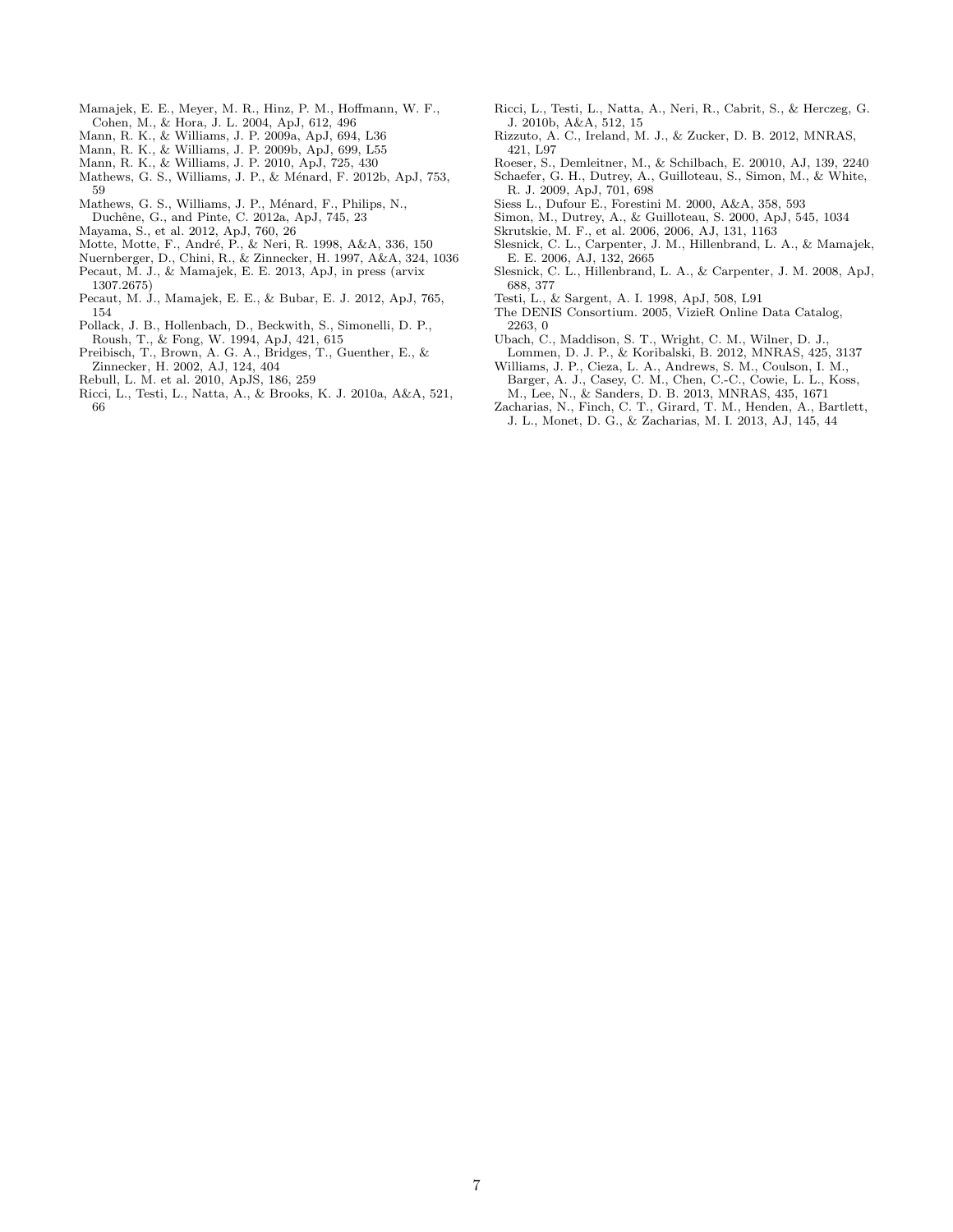Mamajek, E. E., Meyer, M. R., Hinz, P. M., Hoffmann, W. F., Cohen, M., & Hora, J. L. 2004, ApJ, 612, 496

Mann, R. K., & Williams, J. P. 2009a, ApJ, 694, L36

Mann, R. K., & Williams, J. P. 2009b, ApJ, 699, L55

Mann, R. K., & Williams, J. P. 2010, ApJ, 725, 430

Mathews, G. S., Williams, J. P., & Ménard, F. 2012b, ApJ, 753, 59

Mathews, G. S., Williams, J. P., Ménard, F., Philips, N., Duchêne, G., and Pinte, C. 2012a, ApJ, 745, 23

Mayama, S., et al. 2012, ApJ, 760, 26

Motte, Motte, F., André, P., & Neri, R. 1998, A&A, 336, 150

Nuernberger, D., Chini, R., & Zinnecker, H. 1997, A&A, 324, 1036

Pecaut, M. J., & Mamajek, E. E. 2013, ApJ, in press (arvix 1307.2675)

Pecaut, M. J., Mamajek, E. E., & Bubar, E. J. 2012, ApJ, 765, 154

Pollack, J. B., Hollenbach, D., Beckwith, S., Simonelli, D. P., Roush, T., & Fong, W. 1994, ApJ, 421, 615

Preibisch, T., Brown, A. G. A., Bridges, T., Guenther, E., & Zinnecker, H. 2002, AJ, 124, 404

Rebull, L. M. et al. 2010, ApJS, 186, 259

Ricci, L., Testi, L., Natta, A., & Brooks, K. J. 2010a, A&A, 521, 66

Ricci, L., Testi, L., Natta, A., Neri, R., Cabrit, S., & Herczeg, G. J. 2010b, A&A, 512, 15

Rizzuto, A. C., Ireland, M. J., & Zucker, D. B. 2012, MNRAS, 421, L97

Roeser, S., Demleitner, M., & Schilbach, E. 20010, AJ, 139, 2240

Schaefer, G. H., Dutrey, A., Guilloteau, S., Simon, M., & White, R. J. 2009, ApJ, 701, 698

Siess L., Dufour E., Forestini M. 2000, A&A, 358, 593

Simon, M., Dutrey, A., & Guilloteau, S. 2000, ApJ, 545, 1034

Skrutskie, M. F., et al. 2006, 2006, AJ, 131, 1163

Slesnick, C. L., Carpenter, J. M., Hillenbrand, L. A., & Mamajek, E. E. 2006, AJ, 132, 2665

Slesnick, C. L., Hillenbrand, L. A., & Carpenter, J. M. 2008, ApJ, 688, 377

Testi, L., & Sargent, A. I. 1998, ApJ, 508, L91

The DENIS Consortium. 2005, VizieR Online Data Catalog, 2263, 0

Ubach, C., Maddison, S. T., Wright, C. M., Wilner, D. J., Lommen, D. J. P., & Koribalski, B. 2012, MNRAS, 425, 3137

Williams, J. P., Cieza, L. A., Andrews, S. M., Coulson, I. M., Barger, A. J., Casey, C. M., Chen, C.-C., Cowie, L. L., Koss, M., Lee, N., & Sanders, D. B. 2013, MNRAS, 435, 1671

Zacharias, N., Finch, C. T., Girard, T. M., Henden, A., Bartlett, J. L., Monet, D. G., & Zacharias, M. I. 2013, AJ, 145, 44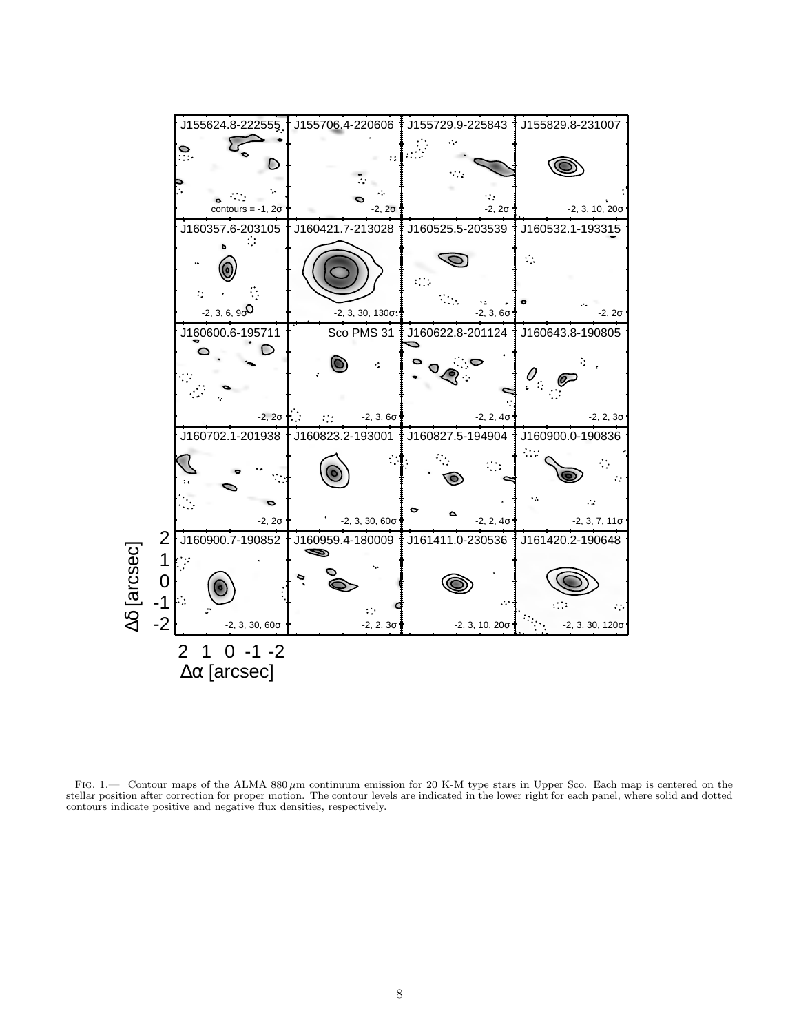J155624.8-222555
contours = -1, 2σ

J155706.4-220606
-2, 2σ

J155729.9-225843
-2, 2σ

J155829.8-231007
-2, 3, 10, 20σ

J160357.6-203105
-2, 3, 6, 9σ

J160421.7-213028
-2, 3, 30, 130σ

J160525.5-203539
-2, 3, 6σ

J160532.1-193315
-2, 2σ

J160600.6-195711
-2, 2σ

Sco PMS 31
-2, 3, 6σ

J160622.8-201124
-2, 2, 4σ

J160643.8-190805
-2, 2, 3σ

J160702.1-201938
-2, 2σ

J160823.2-193001
-2, 3, 30, 60σ

J160827.5-194904
-2, 2, 4σ

J160900.0-190836
-2, 3, 7, 11σ

J160900.7-190852
-2, 3, 30, 60σ

J160959.4-180009
-2, 2, 3σ

J161411.0-230536
-2, 3, 10, 20σ

J161420.2-190648
-2, 3, 30, 120σ

Δδ [arcsec]
2 1 0 -1 -2

Δα [arcsec]
2 1 0 -1 -2

FIG. 1.— Contour maps of the ALMA 880 $\mu$m continuum emission for 20 K-M type stars in Upper Sco. Each map is centered on the stellar position after correction for proper motion. The contour levels are indicated in the lower right for each panel, where solid and dotted contours indicate positive and negative flux densities, respectively.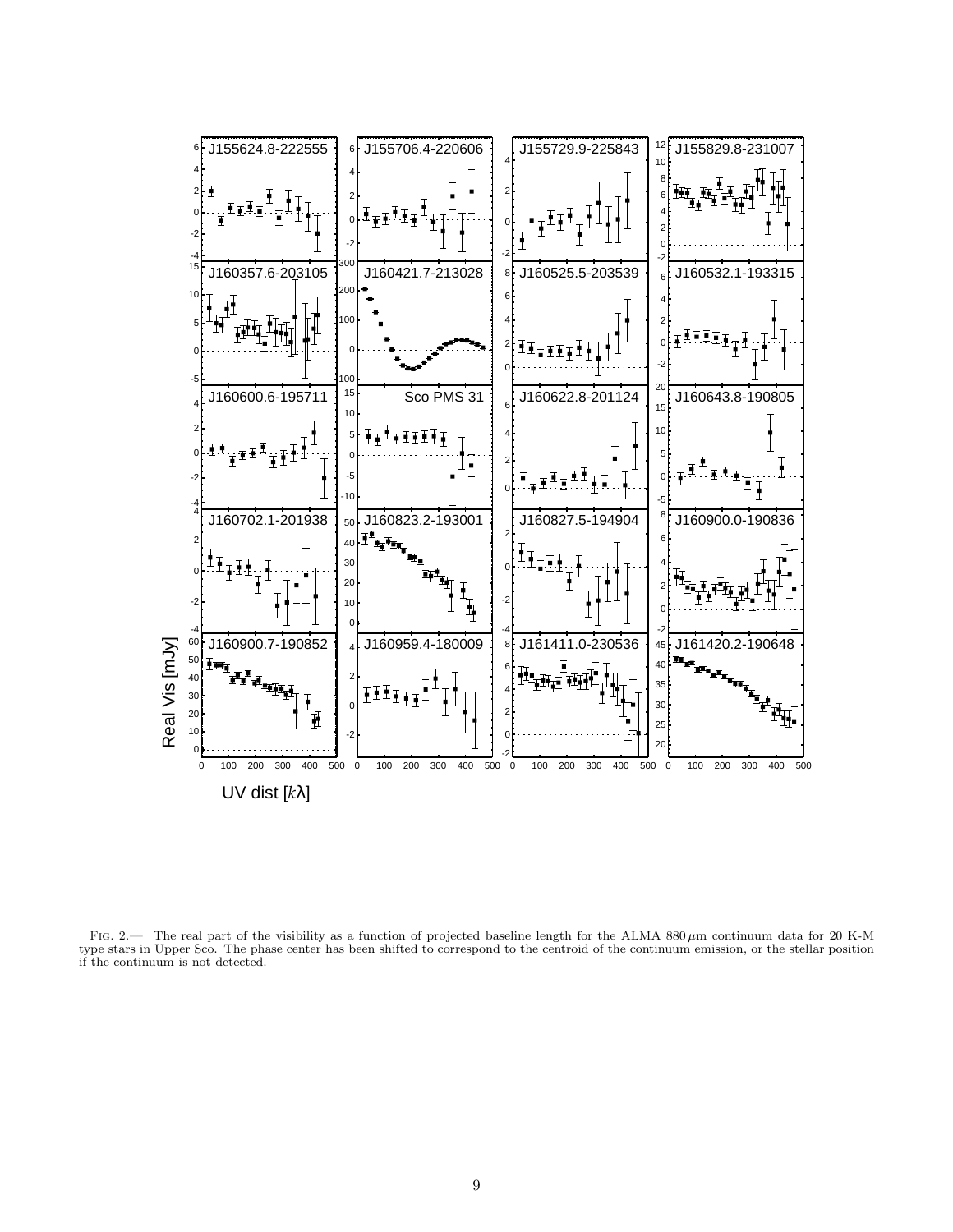J155624.8-222555

J155706.4-220606

J155729.9-225843

J155829.8-231007

J160357.6-203105

J160421.7-213028

J160525.5-203539

J160532.1-193315

J160600.6-195711

Sco PMS 31

J160622.8-201124

J160643.8-190805

J160702.1-201938

J160823.2-193001

J160827.5-194904

J160900.0-190836

J160900.7-190852

J160959.4-180009

J161411.0-230536

J161420.2-190648

Real Vis [mJy]

UV dist [$k\lambda$]

Fig. 2.— The real part of the visibility as a function of projected baseline length for the ALMA 880 $\mu$m continuum data for 20 K-M type stars in Upper Sco. The phase center has been shifted to correspond to the centroid of the continuum emission, or the stellar position if the continuum is not detected.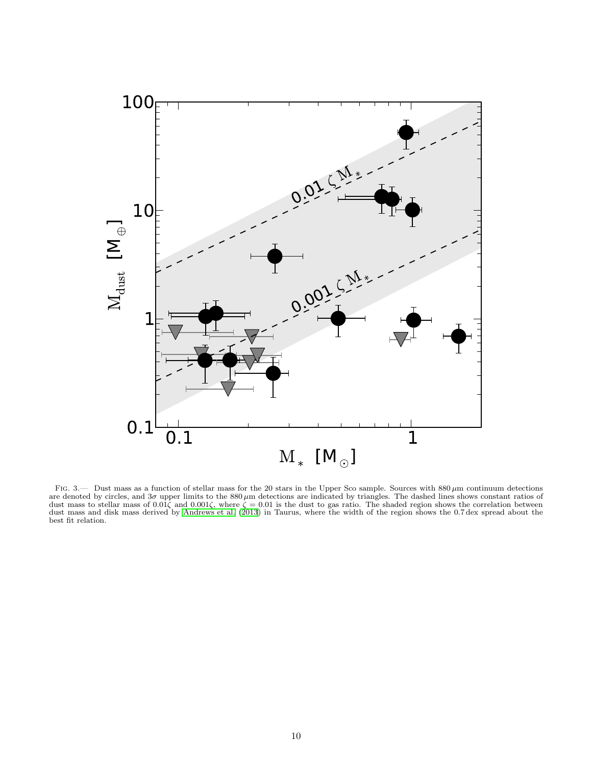100

10

1

0.1

0.1

1

$M_{dust}$ [$M_\oplus$]

$M_*$ [$M_\odot$]

$0.01\ \zeta\ M_*$

$0.001\ \zeta\ M_*$

FIG. 3.— Dust mass as a function of stellar mass for the 20 stars in the Upper Sco sample. Sources with 880 $\mu$m continuum detections are denoted by circles, and $3\sigma$ upper limits to the 880 $\mu$m detections are indicated by triangles. The dashed lines shows constant ratios of dust mass to stellar mass of $0.01\zeta$ and $0.001\zeta$, where $\zeta = 0.01$ is the dust to gas ratio. The shaded region shows the correlation between dust mass and disk mass derived by Andrews et al. (2013) in Taurus, where the width of the region shows the 0.7 dex spread about the best fit relation.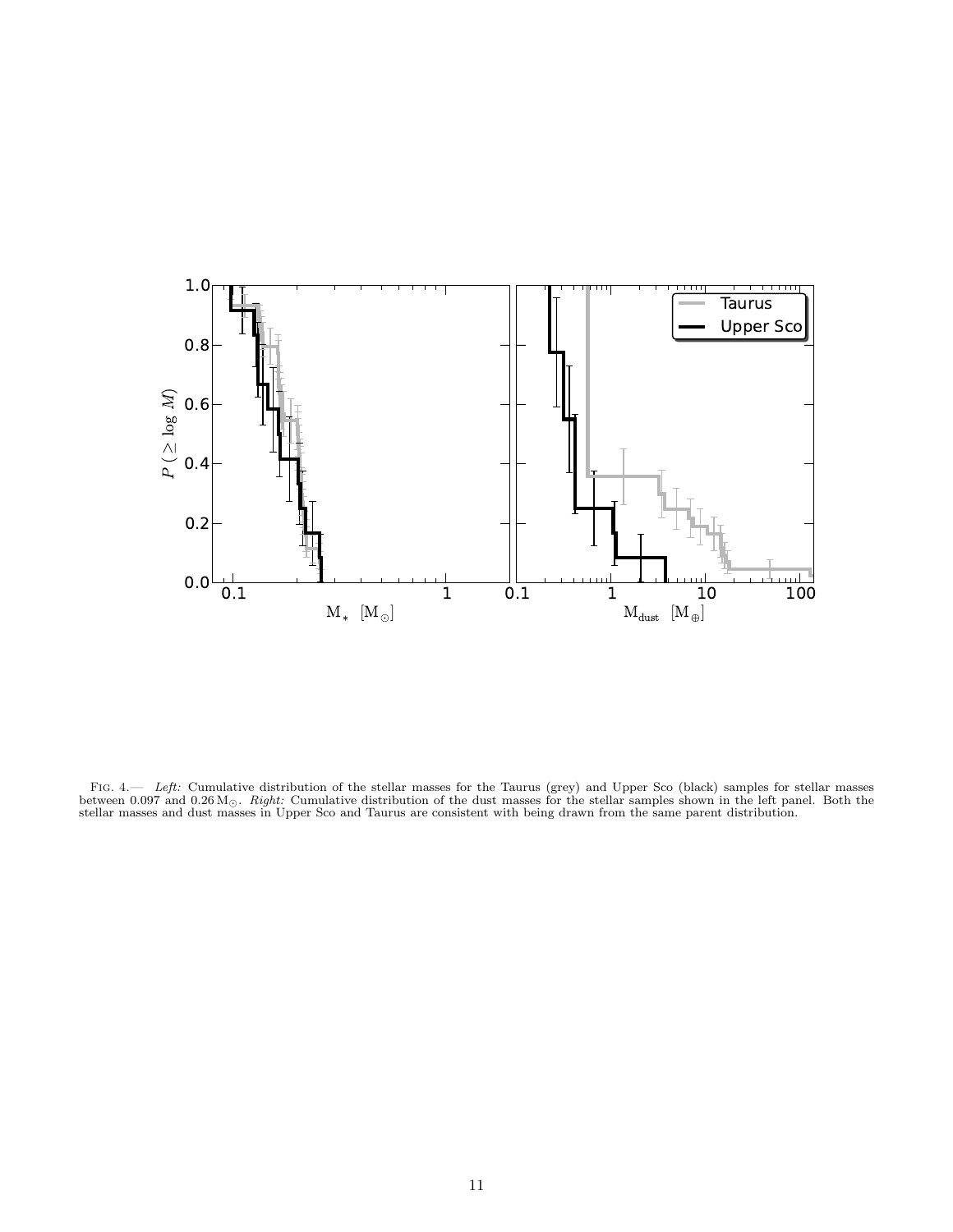1.0
0.8
0.6
0.4
0.2
0.0

$P\ (\geq \log M)$

0.1
1

$\mathrm{M}_*\ \ [\mathrm{M}_\odot]$

0.1
1
10
100

$\mathrm{M}_{\mathrm{dust}}\ \ [\mathrm{M}_\oplus]$

Taurus
Upper Sco

Fig. 4.— *Left:* Cumulative distribution of the stellar masses for the Taurus (grey) and Upper Sco (black) samples for stellar masses between 0.097 and 0.26 $\mathrm{M}_\odot$. *Right:* Cumulative distribution of the dust masses for the stellar samples shown in the left panel. Both the stellar masses and dust masses in Upper Sco and Taurus are consistent with being drawn from the same parent distribution.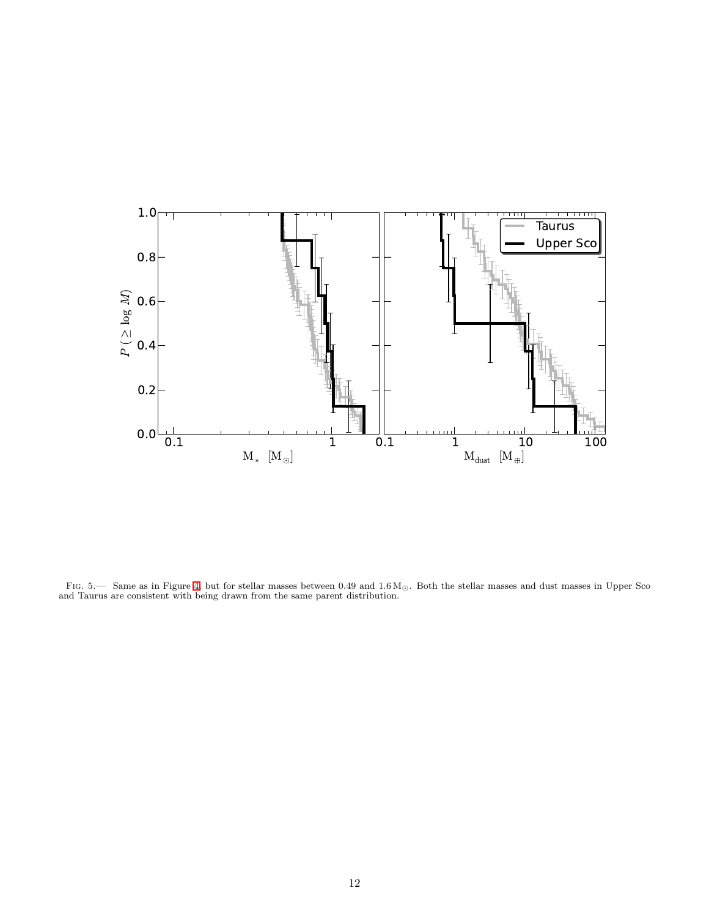1.0
0.8
0.6
0.4
0.2
0.0

$P\,(\geq \log M)$

0.1
1

$\mathrm{M}_*\ [\mathrm{M}_\odot]$

0.1
1
10
100

$\mathrm{M_{dust}}\ [\mathrm{M}_\oplus]$

Taurus
Upper Sco

Fig. 5.— Same as in Figure 4, but for stellar masses between 0.49 and 1.6 $\mathrm{M}_\odot$. Both the stellar masses and dust masses in Upper Sco and Taurus are consistent with being drawn from the same parent distribution.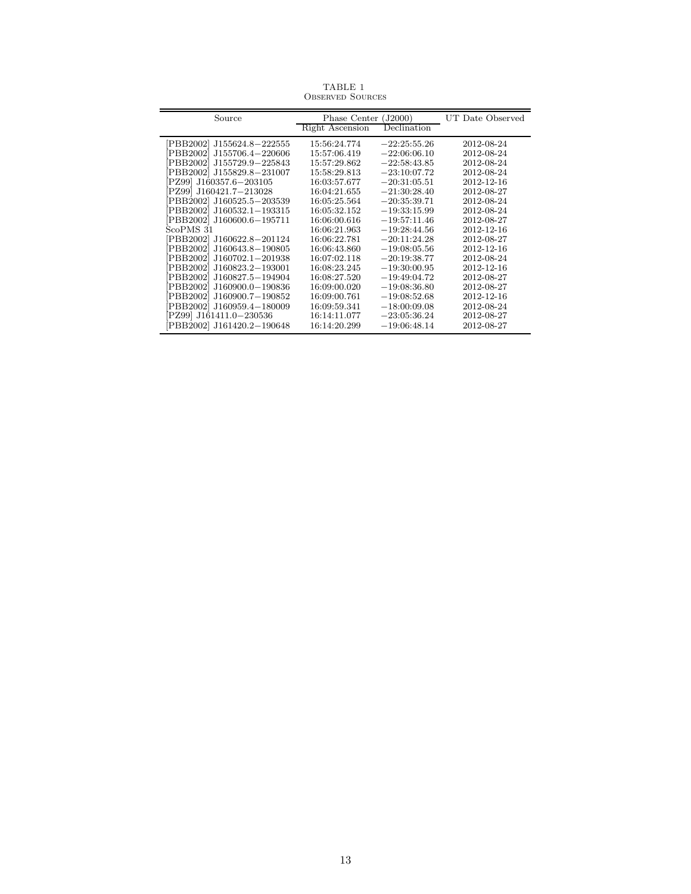TABLE 1
Observed Sources

| Source | Phase Center (J2000) | | UT Date Observed |
|---|---|---|---|
| | Right Ascension | Declination | |
| [PBB2002] J155624.8−222555 | 15:56:24.774 | −22:25:55.26 | 2012-08-24 |
| [PBB2002] J155706.4−220606 | 15:57:06.419 | −22:06:06.10 | 2012-08-24 |
| [PBB2002] J155729.9−225843 | 15:57:29.862 | −22:58:43.85 | 2012-08-24 |
| [PBB2002] J155829.8−231007 | 15:58:29.813 | −23:10:07.72 | 2012-08-24 |
| [PZ99] J160357.6−203105 | 16:03:57.677 | −20:31:05.51 | 2012-12-16 |
| [PZ99] J160421.7−213028 | 16:04:21.655 | −21:30:28.40 | 2012-08-27 |
| [PBB2002] J160525.5−203539 | 16:05:25.564 | −20:35:39.71 | 2012-08-24 |
| [PBB2002] J160532.1−193315 | 16:05:32.152 | −19:33:15.99 | 2012-08-24 |
| [PBB2002] J160600.6−195711 | 16:06:00.616 | −19:57:11.46 | 2012-08-27 |
| ScoPMS 31 | 16:06:21.963 | −19:28:44.56 | 2012-12-16 |
| [PBB2002] J160622.8−201124 | 16:06:22.781 | −20:11:24.28 | 2012-08-27 |
| [PBB2002] J160643.8−190805 | 16:06:43.860 | −19:08:05.56 | 2012-12-16 |
| [PBB2002] J160702.1−201938 | 16:07:02.118 | −20:19:38.77 | 2012-08-24 |
| [PBB2002] J160823.2−193001 | 16:08:23.245 | −19:30:00.95 | 2012-12-16 |
| [PBB2002] J160827.5−194904 | 16:08:27.520 | −19:49:04.72 | 2012-08-27 |
| [PBB2002] J160900.0−190836 | 16:09:00.020 | −19:08:36.80 | 2012-08-27 |
| [PBB2002] J160900.7−190852 | 16:09:00.761 | −19:08:52.68 | 2012-12-16 |
| [PBB2002] J160959.4−180009 | 16:09:59.341 | −18:00:09.08 | 2012-08-24 |
| [PZ99] J161411.0−230536 | 16:14:11.077 | −23:05:36.24 | 2012-08-27 |
| [PBB2002] J161420.2−190648 | 16:14:20.299 | −19:06:48.14 | 2012-08-27 |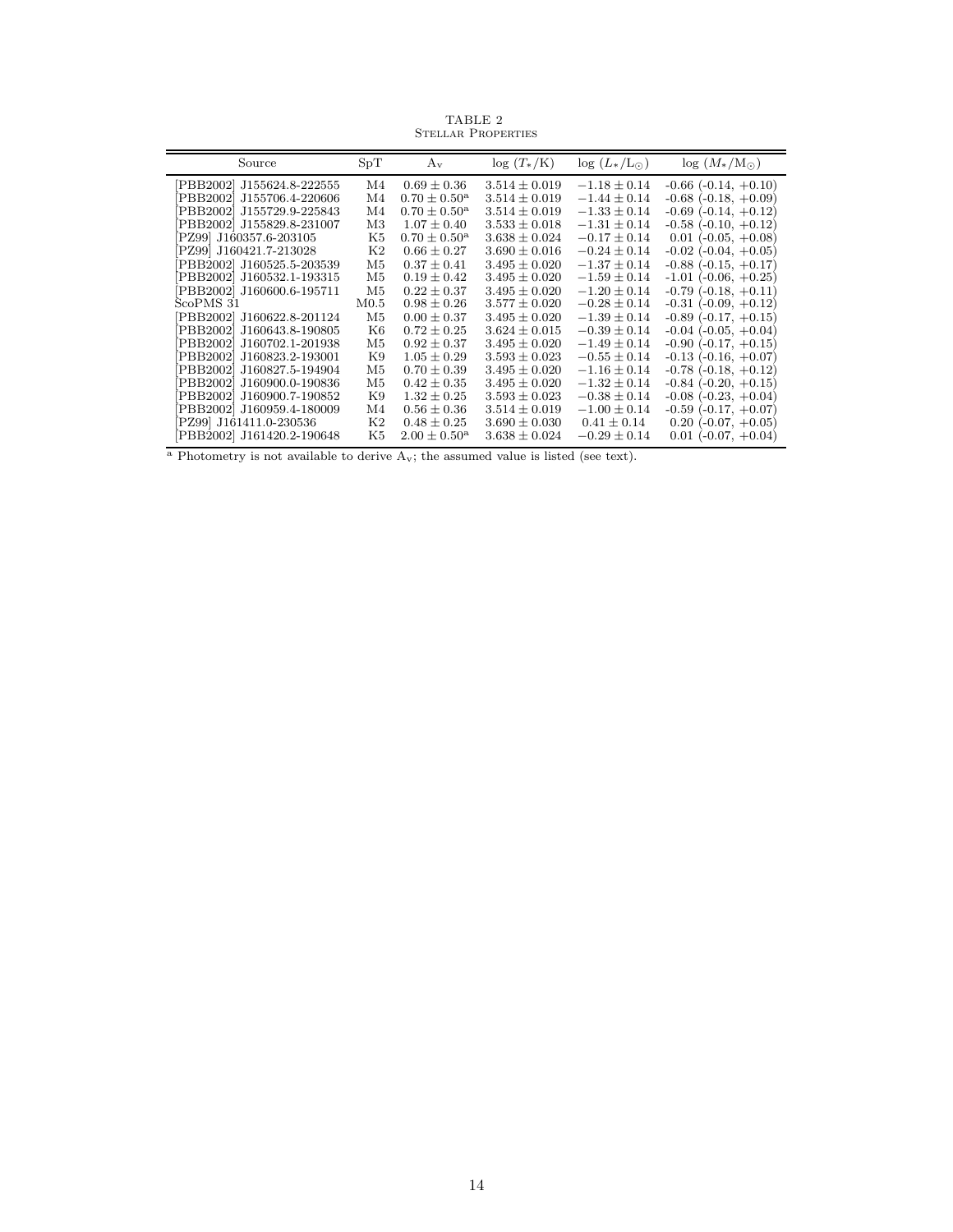TABLE 2
Stellar Properties

| Source | SpT | $A_v$ | log $(T_*/K)$ | log $(L_*/L_\odot)$ | log $(M_*/M_\odot)$ |
|---|---|---|---|---|---|
| [PBB2002] J155624.8-222555 | M4 | $0.69 \pm 0.36$ | $3.514 \pm 0.019$ | $-1.18 \pm 0.14$ | -0.66 (-0.14, +0.10) |
| [PBB2002] J155706.4-220606 | M4 | $0.70 \pm 0.50$[a] | $3.514 \pm 0.019$ | $-1.44 \pm 0.14$ | -0.68 (-0.18, +0.09) |
| [PBB2002] J155729.9-225843 | M4 | $0.70 \pm 0.50$[a] | $3.514 \pm 0.019$ | $-1.33 \pm 0.14$ | -0.69 (-0.14, +0.12) |
| [PBB2002] J155829.8-231007 | M3 | $1.07 \pm 0.40$ | $3.533 \pm 0.018$ | $-1.31 \pm 0.14$ | -0.58 (-0.10, +0.12) |
| [PZ99] J160357.6-203105 | K5 | $0.70 \pm 0.50$[a] | $3.638 \pm 0.024$ | $-0.17 \pm 0.14$ | 0.01 (-0.05, +0.08) |
| [PZ99] J160421.7-213028 | K2 | $0.66 \pm 0.27$ | $3.690 \pm 0.016$ | $-0.24 \pm 0.14$ | -0.02 (-0.04, +0.05) |
| [PBB2002] J160525.5-203539 | M5 | $0.37 \pm 0.41$ | $3.495 \pm 0.020$ | $-1.37 \pm 0.14$ | -0.88 (-0.15, +0.17) |
| [PBB2002] J160532.1-193315 | M5 | $0.19 \pm 0.42$ | $3.495 \pm 0.020$ | $-1.59 \pm 0.14$ | -1.01 (-0.06, +0.25) |
| [PBB2002] J160600.6-195711 | M5 | $0.22 \pm 0.37$ | $3.495 \pm 0.020$ | $-1.20 \pm 0.14$ | -0.79 (-0.18, +0.11) |
| ScoPMS 31 | M0.5 | $0.98 \pm 0.26$ | $3.577 \pm 0.020$ | $-0.28 \pm 0.14$ | -0.31 (-0.09, +0.12) |
| [PBB2002] J160622.8-201124 | M5 | $0.00 \pm 0.37$ | $3.495 \pm 0.020$ | $-1.39 \pm 0.14$ | -0.89 (-0.17, +0.15) |
| [PBB2002] J160643.8-190805 | K6 | $0.72 \pm 0.25$ | $3.624 \pm 0.015$ | $-0.39 \pm 0.14$ | -0.04 (-0.05, +0.04) |
| [PBB2002] J160702.1-201938 | M5 | $0.92 \pm 0.37$ | $3.495 \pm 0.020$ | $-1.49 \pm 0.14$ | -0.90 (-0.17, +0.15) |
| [PBB2002] J160823.2-193001 | K9 | $1.05 \pm 0.29$ | $3.593 \pm 0.023$ | $-0.55 \pm 0.14$ | -0.13 (-0.16, +0.07) |
| [PBB2002] J160827.5-194904 | M5 | $0.70 \pm 0.39$ | $3.495 \pm 0.020$ | $-1.16 \pm 0.14$ | -0.78 (-0.18, +0.12) |
| [PBB2002] J160900.0-190836 | M5 | $0.42 \pm 0.35$ | $3.495 \pm 0.020$ | $-1.32 \pm 0.14$ | -0.84 (-0.20, +0.15) |
| [PBB2002] J160900.7-190852 | K9 | $1.32 \pm 0.25$ | $3.593 \pm 0.023$ | $-0.38 \pm 0.14$ | -0.08 (-0.23, +0.04) |
| [PBB2002] J160959.4-180009 | M4 | $0.56 \pm 0.36$ | $3.514 \pm 0.019$ | $-1.00 \pm 0.14$ | -0.59 (-0.17, +0.07) |
| [PZ99] J161411.0-230536 | K2 | $0.48 \pm 0.25$ | $3.690 \pm 0.030$ | $0.41 \pm 0.14$ | 0.20 (-0.07, +0.05) |
| [PBB2002] J161420.2-190648 | K5 | $2.00 \pm 0.50$[a] | $3.638 \pm 0.024$ | $-0.29 \pm 0.14$ | 0.01 (-0.07, +0.04) |

[a] Photometry is not available to derive $A_v$; the assumed value is listed (see text).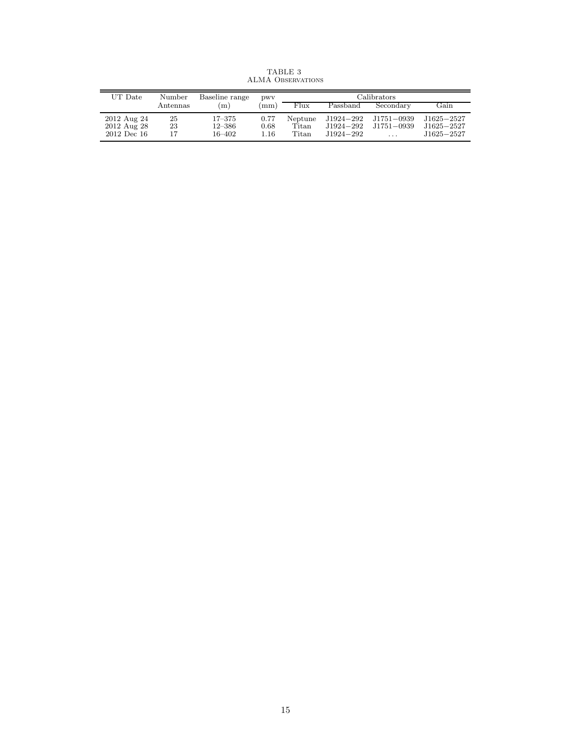TABLE 3
ALMA Observations

| UT Date | Number Antennas | Baseline range (m) | pwv (mm) | Calibrators | | | |
|---|---|---|---|---|---|---|---|
| | | | | Flux | Passband | Secondary | Gain |
| 2012 Aug 24 | 25 | 17–375 | 0.77 | Neptune | J1924−292 | J1751−0939 | J1625−2527 |
| 2012 Aug 28 | 23 | 12–386 | 0.68 | Titan | J1924−292 | J1751−0939 | J1625−2527 |
| 2012 Dec 16 | 17 | 16–402 | 1.16 | Titan | J1924−292 | ... | J1625−2527 |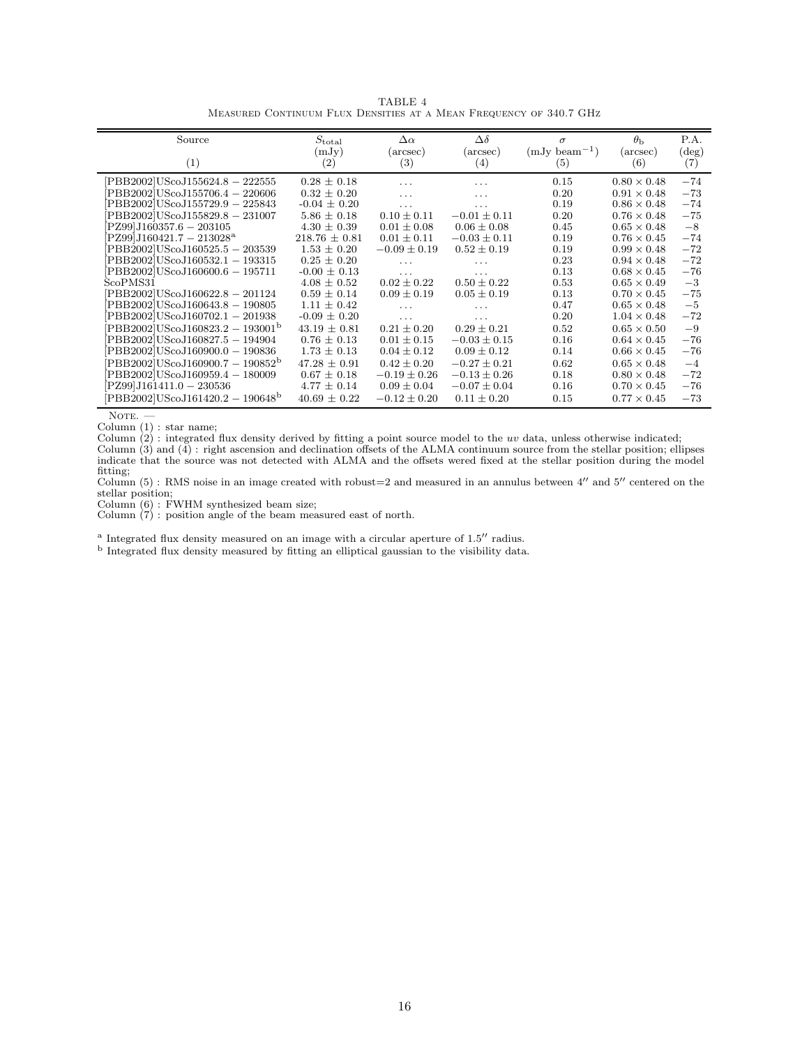TABLE 4
Measured Continuum Flux Densities at a Mean Frequency of 340.7 GHz

| Source<br>(1) | $S_{\rm total}$<br>(mJy)<br>(2) | $\Delta\alpha$<br>(arcsec)<br>(3) | $\Delta\delta$<br>(arcsec)<br>(4) | $\sigma$<br>(mJy beam$^{-1}$)<br>(5) | $\theta_{\rm b}$<br>(arcsec)<br>(6) | P.A.<br>(deg)<br>(7) |
|---|---|---|---|---|---|---|
| [PBB2002]UScoJ155624.8 − 222555 | 0.28 ± 0.18 | ... | ... | 0.15 | 0.80 × 0.48 | −74 |
| [PBB2002]UScoJ155706.4 − 220606 | 0.32 ± 0.20 | ... | ... | 0.20 | 0.91 × 0.48 | −73 |
| [PBB2002]UScoJ155729.9 − 225843 | -0.04 ± 0.20 | ... | ... | 0.19 | 0.86 × 0.48 | −74 |
| [PBB2002]UScoJ155829.8 − 231007 | 5.86 ± 0.18 | 0.10 ± 0.11 | −0.01 ± 0.11 | 0.20 | 0.76 × 0.48 | −75 |
| [PZ99]J160357.6 − 203105 | 4.30 ± 0.39 | 0.01 ± 0.08 | 0.06 ± 0.08 | 0.45 | 0.65 × 0.48 | −8 |
| [PZ99]J160421.7 − 213028[a] | 218.76 ± 0.81 | 0.01 ± 0.11 | −0.03 ± 0.11 | 0.19 | 0.76 × 0.45 | −74 |
| [PBB2002]UScoJ160525.5 − 203539 | 1.53 ± 0.20 | −0.09 ± 0.19 | 0.52 ± 0.19 | 0.19 | 0.99 × 0.48 | −72 |
| [PBB2002]UScoJ160532.1 − 193315 | 0.25 ± 0.20 | ... | ... | 0.23 | 0.94 × 0.48 | −72 |
| [PBB2002]UScoJ160600.6 − 195711 | -0.00 ± 0.13 | ... | ... | 0.13 | 0.68 × 0.45 | −76 |
| ScoPMS31 | 4.08 ± 0.52 | 0.02 ± 0.22 | 0.50 ± 0.22 | 0.53 | 0.65 × 0.49 | −3 |
| [PBB2002]UScoJ160622.8 − 201124 | 0.59 ± 0.14 | 0.09 ± 0.19 | 0.05 ± 0.19 | 0.13 | 0.70 × 0.45 | −75 |
| [PBB2002]UScoJ160643.8 − 190805 | 1.11 ± 0.42 | ... | ... | 0.47 | 0.65 × 0.48 | −5 |
| [PBB2002]UScoJ160702.1 − 201938 | -0.09 ± 0.20 | ... | ... | 0.20 | 1.04 × 0.48 | −72 |
| [PBB2002]UScoJ160823.2 − 193001[b] | 43.19 ± 0.81 | 0.21 ± 0.20 | 0.29 ± 0.21 | 0.52 | 0.65 × 0.50 | −9 |
| [PBB2002]UScoJ160827.5 − 194904 | 0.76 ± 0.13 | 0.01 ± 0.15 | −0.03 ± 0.15 | 0.16 | 0.64 × 0.45 | −76 |
| [PBB2002]UScoJ160900.0 − 190836 | 1.73 ± 0.13 | 0.04 ± 0.12 | 0.09 ± 0.12 | 0.14 | 0.66 × 0.45 | −76 |
| [PBB2002]UScoJ160900.7 − 190852[b] | 47.28 ± 0.91 | 0.42 ± 0.20 | −0.27 ± 0.21 | 0.62 | 0.65 × 0.48 | −4 |
| [PBB2002]UScoJ160959.4 − 180009 | 0.67 ± 0.18 | −0.19 ± 0.26 | −0.13 ± 0.26 | 0.18 | 0.80 × 0.48 | −72 |
| [PZ99]J161411.0 − 230536 | 4.77 ± 0.14 | 0.09 ± 0.04 | −0.07 ± 0.04 | 0.16 | 0.70 × 0.45 | −76 |
| [PBB2002]UScoJ161420.2 − 190648[b] | 40.69 ± 0.22 | −0.12 ± 0.20 | 0.11 ± 0.20 | 0.15 | 0.77 × 0.45 | −73 |

Note. —

Column (1) : star name;

Column (2) : integrated flux density derived by fitting a point source model to the *uv* data, unless otherwise indicated;

Column (3) and (4) : right ascension and declination offsets of the ALMA continuum source from the stellar position; ellipses indicate that the source was not detected with ALMA and the offsets wered fixed at the stellar position during the model fitting;

Column (5) : RMS noise in an image created with robust=2 and measured in an annulus between 4″ and 5″ centered on the stellar position;

Column (6) : FWHM synthesized beam size;

Column (7) : position angle of the beam measured east of north.

[a] Integrated flux density measured on an image with a circular aperture of 1.5″ radius.

[b] Integrated flux density measured by fitting an elliptical gaussian to the visibility data.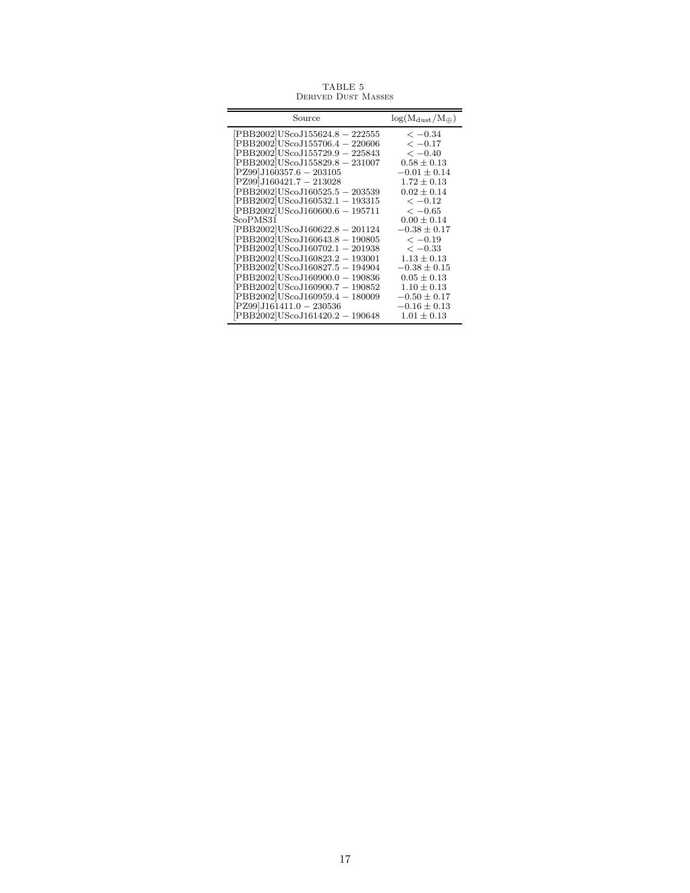TABLE 5
Derived Dust Masses

| Source | $\log(M_{dust}/M_{\oplus})$ |
| --- | --- |
| [PBB2002]UScoJ155624.8 − 222555 | $< -0.34$ |
| [PBB2002]UScoJ155706.4 − 220606 | $< -0.17$ |
| [PBB2002]UScoJ155729.9 − 225843 | $< -0.40$ |
| [PBB2002]UScoJ155829.8 − 231007 | $0.58 \pm 0.13$ |
| [PZ99]J160357.6 − 203105 | $-0.01 \pm 0.14$ |
| [PZ99]J160421.7 − 213028 | $1.72 \pm 0.13$ |
| [PBB2002]UScoJ160525.5 − 203539 | $0.02 \pm 0.14$ |
| [PBB2002]UScoJ160532.1 − 193315 | $< -0.12$ |
| [PBB2002]UScoJ160600.6 − 195711 | $< -0.65$ |
| ScoPMS31 | $0.00 \pm 0.14$ |
| [PBB2002]UScoJ160622.8 − 201124 | $-0.38 \pm 0.17$ |
| [PBB2002]UScoJ160643.8 − 190805 | $< -0.19$ |
| [PBB2002]UScoJ160702.1 − 201938 | $< -0.33$ |
| [PBB2002]UScoJ160823.2 − 193001 | $1.13 \pm 0.13$ |
| [PBB2002]UScoJ160827.5 − 194904 | $-0.38 \pm 0.15$ |
| [PBB2002]UScoJ160900.0 − 190836 | $0.05 \pm 0.13$ |
| [PBB2002]UScoJ160900.7 − 190852 | $1.10 \pm 0.13$ |
| [PBB2002]UScoJ160959.4 − 180009 | $-0.50 \pm 0.17$ |
| [PZ99]J161411.0 − 230536 | $-0.16 \pm 0.13$ |
| [PBB2002]UScoJ161420.2 − 190648 | $1.01 \pm 0.13$ |